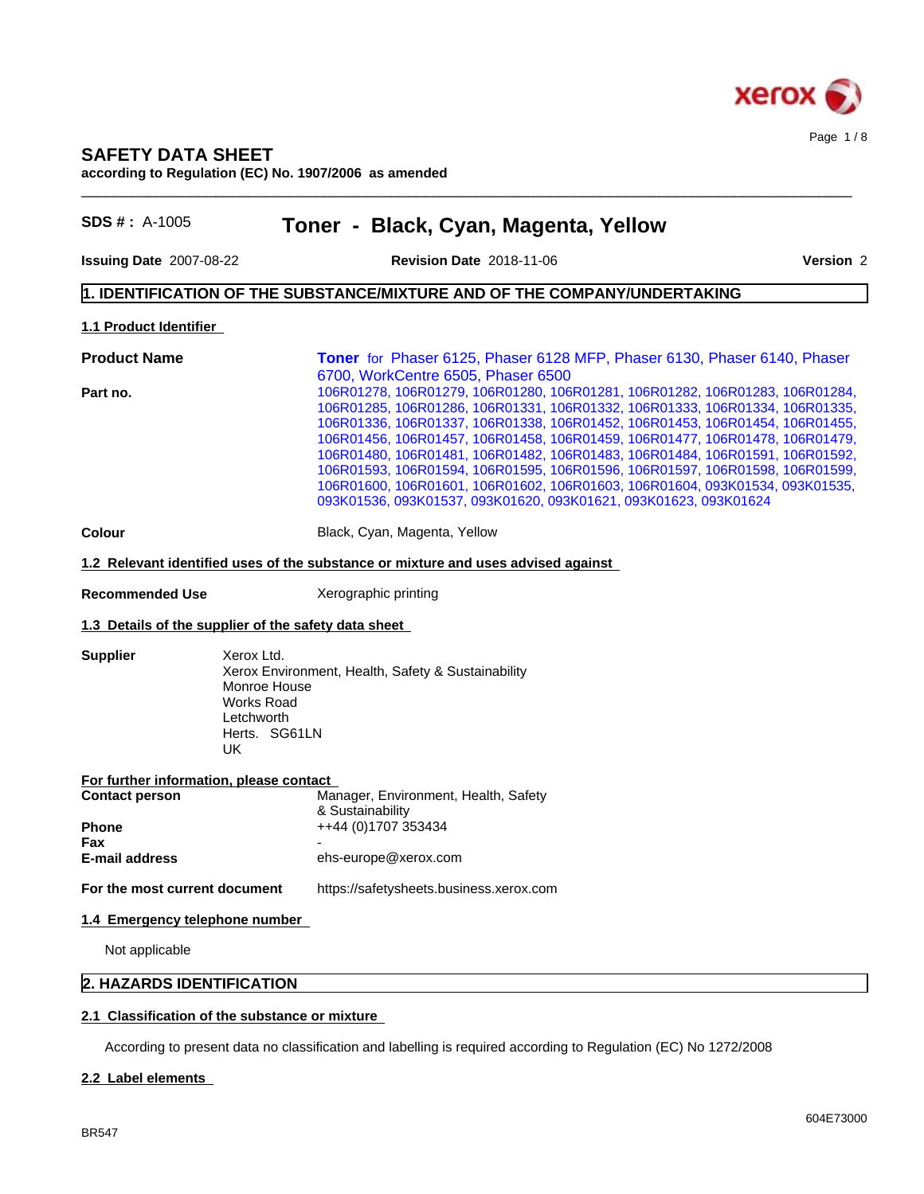# SAFETY DATA SHEET

**according to Regulation (EC) No. 1907/2006 as amended**

**SDS # :** A-1005

## Toner - Black, Cyan, Magenta, Yellow

**Issuing Date** 2007-08-22 **Revision Date** 2018-11-06 **Version** 2

## 1. IDENTIFICATION OF THE SUBSTANCE/MIXTURE AND OF THE COMPANY/UNDERTAKING

### 1.1 Product Identifier

**Product Name** **Toner** for Phaser 6125, Phaser 6128 MFP, Phaser 6130, Phaser 6140, Phaser 6700, WorkCentre 6505, Phaser 6500

**Part no.** 106R01278, 106R01279, 106R01280, 106R01281, 106R01282, 106R01283, 106R01284, 106R01285, 106R01286, 106R01331, 106R01332, 106R01333, 106R01334, 106R01335, 106R01336, 106R01337, 106R01338, 106R01452, 106R01453, 106R01454, 106R01455, 106R01456, 106R01457, 106R01458, 106R01459, 106R01477, 106R01478, 106R01479, 106R01480, 106R01481, 106R01482, 106R01483, 106R01484, 106R01591, 106R01592, 106R01593, 106R01594, 106R01595, 106R01596, 106R01597, 106R01598, 106R01599, 106R01600, 106R01601, 106R01602, 106R01603, 106R01604, 093K01534, 093K01535, 093K01536, 093K01537, 093K01620, 093K01621, 093K01623, 093K01624

**Colour** Black, Cyan, Magenta, Yellow

### 1.2 Relevant identified uses of the substance or mixture and uses advised against

**Recommended Use** Xerographic printing

### 1.3 Details of the supplier of the safety data sheet

**Supplier**
Xerox Ltd.
Xerox Environment, Health, Safety & Sustainability
Monroe House
Works Road
Letchworth
Herts. SG61LN
UK

**For further information, please contact**

| | |
|---|---|
| **Contact person** | Manager, Environment, Health, Safety & Sustainability |
| **Phone** | ++44 (0)1707 353434 |
| **Fax** | - |
| **E-mail address** | ehs-europe@xerox.com |

**For the most current document** https://safetysheets.business.xerox.com

### 1.4 Emergency telephone number

Not applicable

## 2. HAZARDS IDENTIFICATION

### 2.1 Classification of the substance or mixture

According to present data no classification and labelling is required according to Regulation (EC) No 1272/2008

### 2.2 Label elements

BR547

604E73000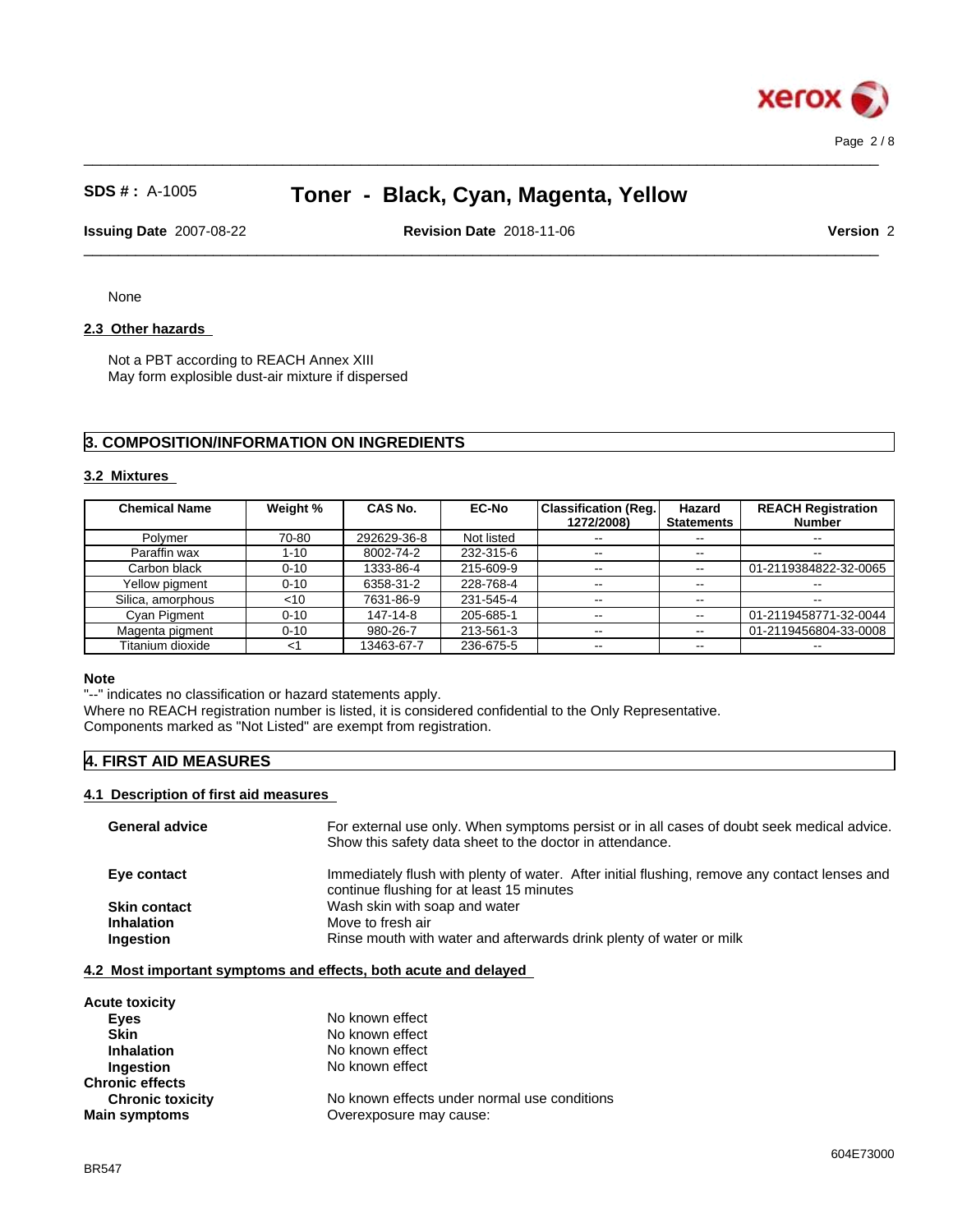None

### 2.3 Other hazards

Not a PBT according to REACH Annex XIII
May form explosible dust-air mixture if dispersed

## 3. COMPOSITION/INFORMATION ON INGREDIENTS

### 3.2 Mixtures

| Chemical Name | Weight % | CAS No. | EC-No | Classification (Reg. 1272/2008) | Hazard Statements | REACH Registration Number |
|---|---|---|---|---|---|---|
| Polymer | 70-80 | 292629-36-8 | Not listed | -- | -- | -- |
| Paraffin wax | 1-10 | 8002-74-2 | 232-315-6 | -- | -- | -- |
| Carbon black | 0-10 | 1333-86-4 | 215-609-9 | -- | -- | 01-2119384822-32-0065 |
| Yellow pigment | 0-10 | 6358-31-2 | 228-768-4 | -- | -- | -- |
| Silica, amorphous | <10 | 7631-86-9 | 231-545-4 | -- | -- | -- |
| Cyan Pigment | 0-10 | 147-14-8 | 205-685-1 | -- | -- | 01-2119458771-32-0044 |
| Magenta pigment | 0-10 | 980-26-7 | 213-561-3 | -- | -- | 01-2119456804-33-0008 |
| Titanium dioxide | <1 | 13463-67-7 | 236-675-5 | -- | -- | -- |

**Note**
"--" indicates no classification or hazard statements apply.
Where no REACH registration number is listed, it is considered confidential to the Only Representative.
Components marked as "Not Listed" are exempt from registration.

## 4. FIRST AID MEASURES

### 4.1 Description of first aid measures

**General advice** For external use only. When symptoms persist or in all cases of doubt seek medical advice. Show this safety data sheet to the doctor in attendance.

**Eye contact** Immediately flush with plenty of water. After initial flushing, remove any contact lenses and continue flushing for at least 15 minutes

**Skin contact** Wash skin with soap and water

**Inhalation** Move to fresh air

**Ingestion** Rinse mouth with water and afterwards drink plenty of water or milk

### 4.2 Most important symptoms and effects, both acute and delayed

**Acute toxicity**

- **Eyes** No known effect
- **Skin** No known effect
- **Inhalation** No known effect
- **Ingestion** No known effect

**Chronic effects**

- **Chronic toxicity** No known effects under normal use conditions

**Main symptoms** Overexposure may cause: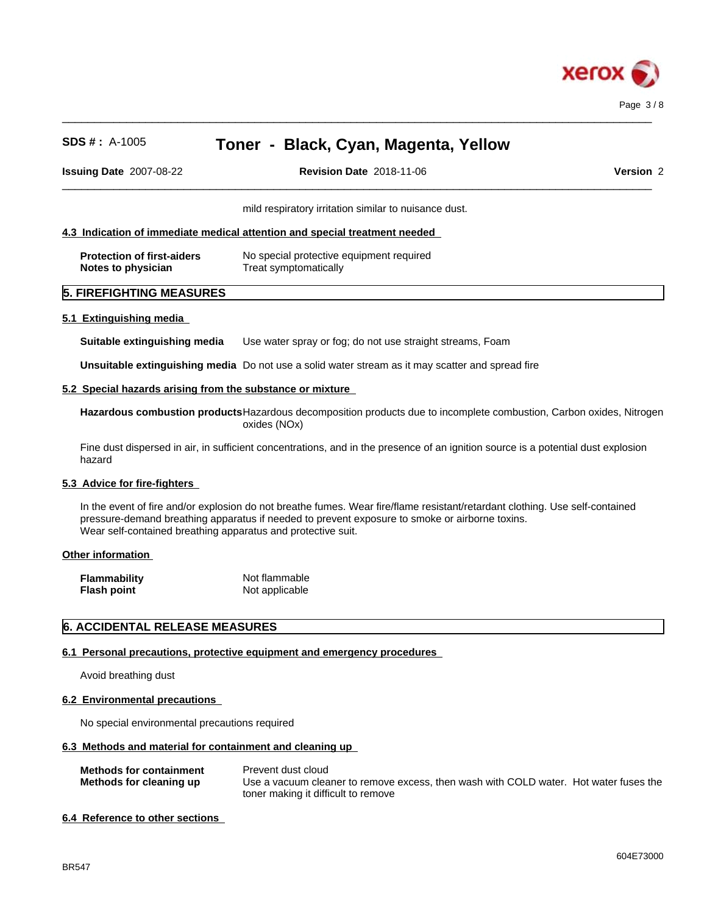mild respiratory irritation similar to nuisance dust.

### 4.3 Indication of immediate medical attention and special treatment needed

**Protection of first-aiders** No special protective equipment required
**Notes to physician** Treat symptomatically

## 5. FIREFIGHTING MEASURES

### 5.1 Extinguishing media

**Suitable extinguishing media** Use water spray or fog; do not use straight streams, Foam

**Unsuitable extinguishing media** Do not use a solid water stream as it may scatter and spread fire

### 5.2 Special hazards arising from the substance or mixture

**Hazardous combustion products** Hazardous decomposition products due to incomplete combustion, Carbon oxides, Nitrogen oxides (NOx)

Fine dust dispersed in air, in sufficient concentrations, and in the presence of an ignition source is a potential dust explosion hazard

### 5.3 Advice for fire-fighters

In the event of fire and/or explosion do not breathe fumes. Wear fire/flame resistant/retardant clothing. Use self-contained pressure-demand breathing apparatus if needed to prevent exposure to smoke or airborne toxins.
Wear self-contained breathing apparatus and protective suit.

### Other information

**Flammability** Not flammable
**Flash point** Not applicable

## 6. ACCIDENTAL RELEASE MEASURES

### 6.1 Personal precautions, protective equipment and emergency procedures

Avoid breathing dust

### 6.2 Environmental precautions

No special environmental precautions required

### 6.3 Methods and material for containment and cleaning up

**Methods for containment** Prevent dust cloud
**Methods for cleaning up** Use a vacuum cleaner to remove excess, then wash with COLD water. Hot water fuses the toner making it difficult to remove

### 6.4 Reference to other sections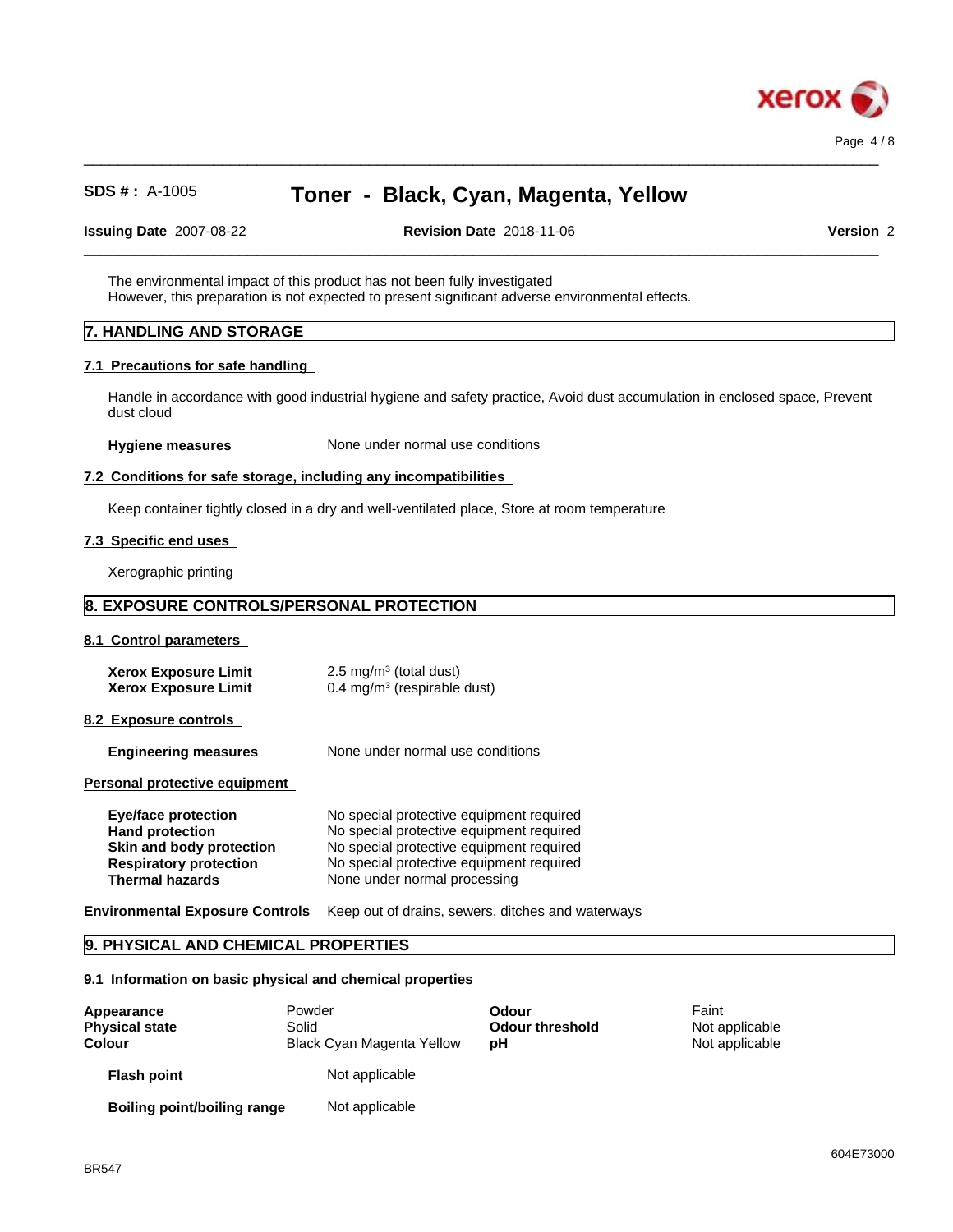The environmental impact of this product has not been fully investigated
However, this preparation is not expected to present significant adverse environmental effects.

## 7. HANDLING AND STORAGE

### 7.1 Precautions for safe handling

Handle in accordance with good industrial hygiene and safety practice, Avoid dust accumulation in enclosed space, Prevent dust cloud

**Hygiene measures** None under normal use conditions

### 7.2 Conditions for safe storage, including any incompatibilities

Keep container tightly closed in a dry and well-ventilated place, Store at room temperature

### 7.3 Specific end uses

Xerographic printing

## 8. EXPOSURE CONTROLS/PERSONAL PROTECTION

### 8.1 Control parameters

| | |
|---|---|
| **Xerox Exposure Limit** | 2.5 mg/m³ (total dust) |
| **Xerox Exposure Limit** | 0.4 mg/m³ (respirable dust) |

### 8.2 Exposure controls

**Engineering measures** None under normal use conditions

**Personal protective equipment**

| | |
|---|---|
| **Eye/face protection** | No special protective equipment required |
| **Hand protection** | No special protective equipment required |
| **Skin and body protection** | No special protective equipment required |
| **Respiratory protection** | No special protective equipment required |
| **Thermal hazards** | None under normal processing |

**Environmental Exposure Controls** Keep out of drains, sewers, ditches and waterways

## 9. PHYSICAL AND CHEMICAL PROPERTIES

### 9.1 Information on basic physical and chemical properties

| | | | |
|---|---|---|---|
| **Appearance** | Powder | **Odour** | Faint |
| **Physical state** | Solid | **Odour threshold** | Not applicable |
| **Colour** | Black Cyan Magenta Yellow | **pH** | Not applicable |

**Flash point** Not applicable

**Boiling point/boiling range** Not applicable

BR547

604E73000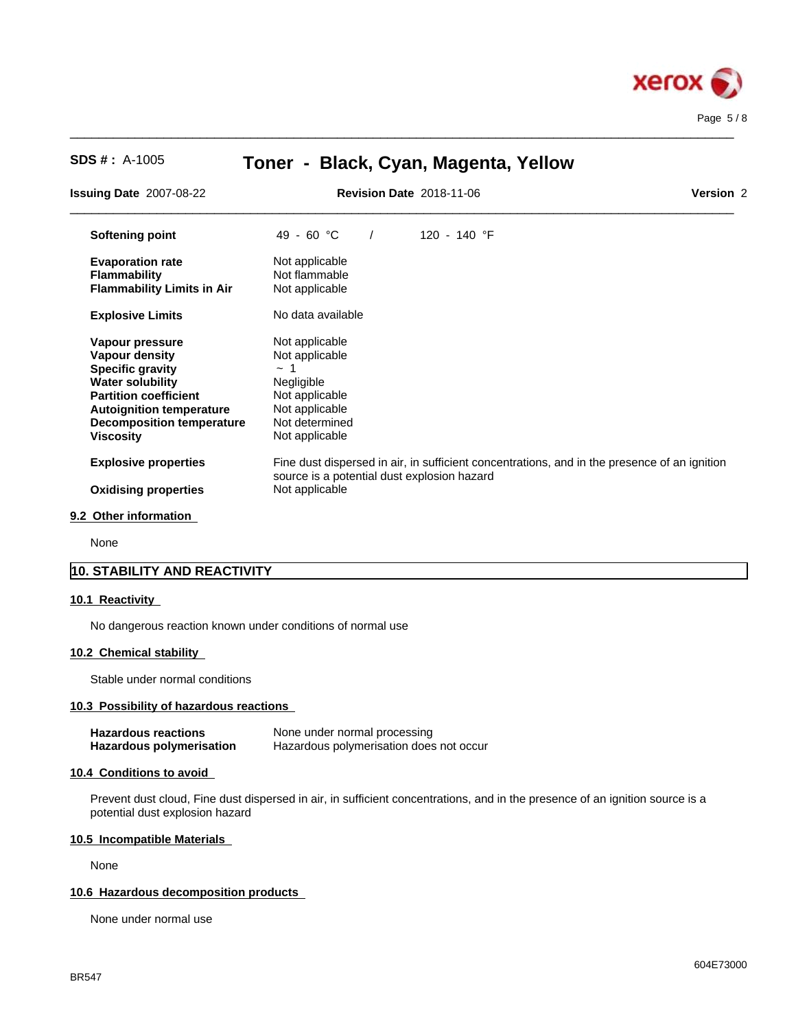| | |
|---|---|
| **Softening point** | 49 - 60 °C / 120 - 140 °F |
| **Evaporation rate** | Not applicable |
| **Flammability** | Not flammable |
| **Flammability Limits in Air** | Not applicable |
| **Explosive Limits** | No data available |
| **Vapour pressure** | Not applicable |
| **Vapour density** | Not applicable |
| **Specific gravity** | ~ 1 |
| **Water solubility** | Negligible |
| **Partition coefficient** | Not applicable |
| **Autoignition temperature** | Not applicable |
| **Decomposition temperature** | Not determined |
| **Viscosity** | Not applicable |
| **Explosive properties** | Fine dust dispersed in air, in sufficient concentrations, and in the presence of an ignition source is a potential dust explosion hazard |
| **Oxidising properties** | Not applicable |

### 9.2 Other information

None

## 10. STABILITY AND REACTIVITY

### 10.1 Reactivity

No dangerous reaction known under conditions of normal use

### 10.2 Chemical stability

Stable under normal conditions

### 10.3 Possibility of hazardous reactions

| | |
|---|---|
| **Hazardous reactions** | None under normal processing |
| **Hazardous polymerisation** | Hazardous polymerisation does not occur |

### 10.4 Conditions to avoid

Prevent dust cloud, Fine dust dispersed in air, in sufficient concentrations, and in the presence of an ignition source is a potential dust explosion hazard

### 10.5 Incompatible Materials

None

### 10.6 Hazardous decomposition products

None under normal use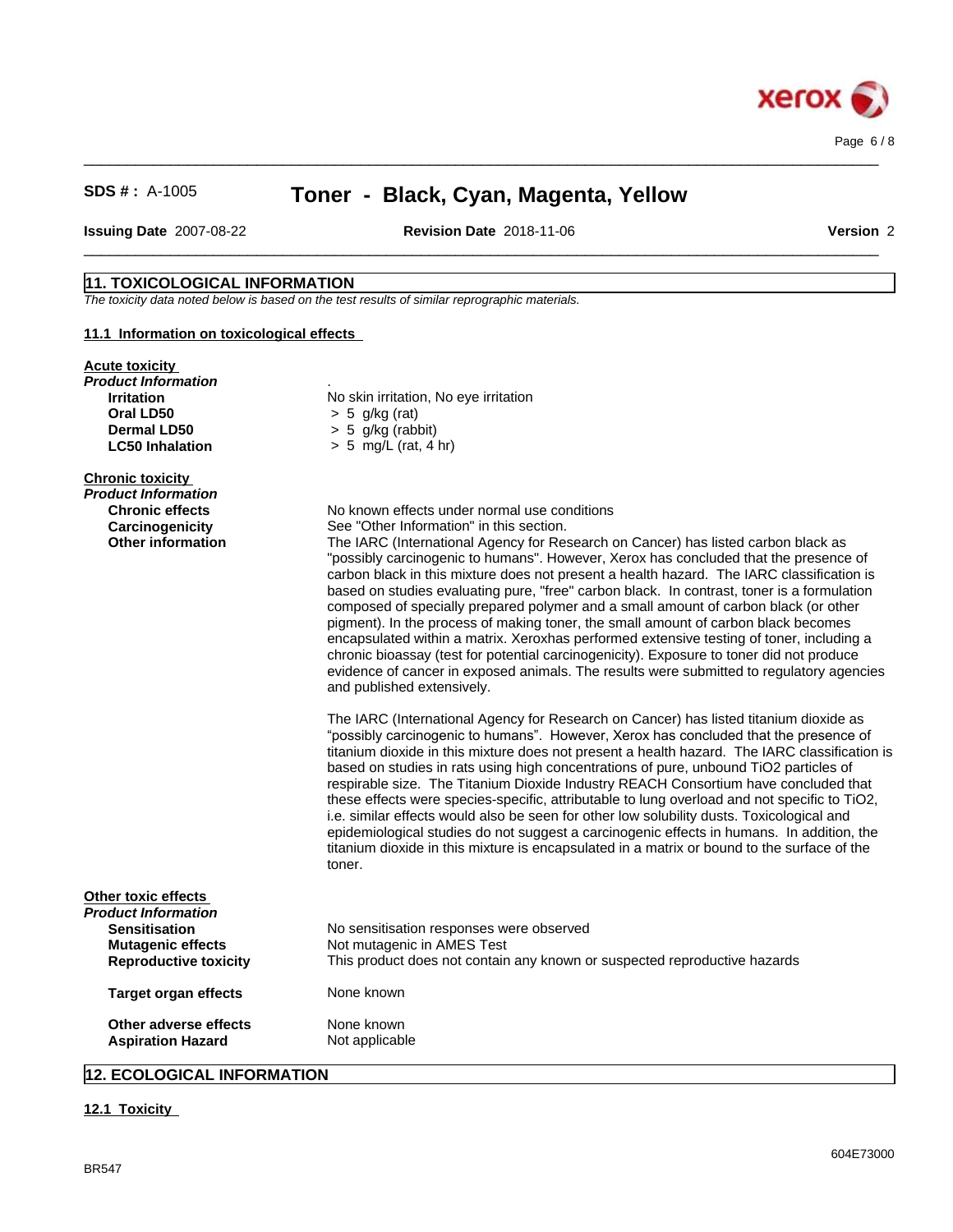**SDS # :** A-1005 **Toner - Black, Cyan, Magenta, Yellow**

**Issuing Date** 2007-08-22 **Revision Date** 2018-11-06 **Version** 2

## 11. TOXICOLOGICAL INFORMATION

*The toxicity data noted below is based on the test results of similar reprographic materials.*

### 11.1 Information on toxicological effects

**Acute toxicity**

***Product Information***

| | |
|---|---|
| **Irritation** | No skin irritation, No eye irritation |
| **Oral LD50** | > 5 g/kg (rat) |
| **Dermal LD50** | > 5 g/kg (rabbit) |
| **LC50 Inhalation** | > 5 mg/L (rat, 4 hr) |

**Chronic toxicity**

***Product Information***

**Chronic effects**: No known effects under normal use conditions

**Carcinogenicity**: See "Other Information" in this section.

**Other information**: The IARC (International Agency for Research on Cancer) has listed carbon black as "possibly carcinogenic to humans". However, Xerox has concluded that the presence of carbon black in this mixture does not present a health hazard. The IARC classification is based on studies evaluating pure, "free" carbon black. In contrast, toner is a formulation composed of specially prepared polymer and a small amount of carbon black (or other pigment). In the process of making toner, the small amount of carbon black becomes encapsulated within a matrix. Xeroxhas performed extensive testing of toner, including a chronic bioassay (test for potential carcinogenicity). Exposure to toner did not produce evidence of cancer in exposed animals. The results were submitted to regulatory agencies and published extensively.

The IARC (International Agency for Research on Cancer) has listed titanium dioxide as "possibly carcinogenic to humans". However, Xerox has concluded that the presence of titanium dioxide in this mixture does not present a health hazard. The IARC classification is based on studies in rats using high concentrations of pure, unbound $TiO_2$ particles of respirable size. The Titanium Dioxide Industry REACH Consortium have concluded that these effects were species-specific, attributable to lung overload and not specific to $TiO_2$, i.e. similar effects would also be seen for other low solubility dusts. Toxicological and epidemiological studies do not suggest a carcinogenic effects in humans. In addition, the titanium dioxide in this mixture is encapsulated in a matrix or bound to the surface of the toner.

**Other toxic effects**

***Product Information***

| | |
|---|---|
| **Sensitisation** | No sensitisation responses were observed |
| **Mutagenic effects** | Not mutagenic in AMES Test |
| **Reproductive toxicity** | This product does not contain any known or suspected reproductive hazards |
| **Target organ effects** | None known |
| **Other adverse effects** | None known |
| **Aspiration Hazard** | Not applicable |

## 12. ECOLOGICAL INFORMATION

### 12.1 Toxicity

BR547

604E73000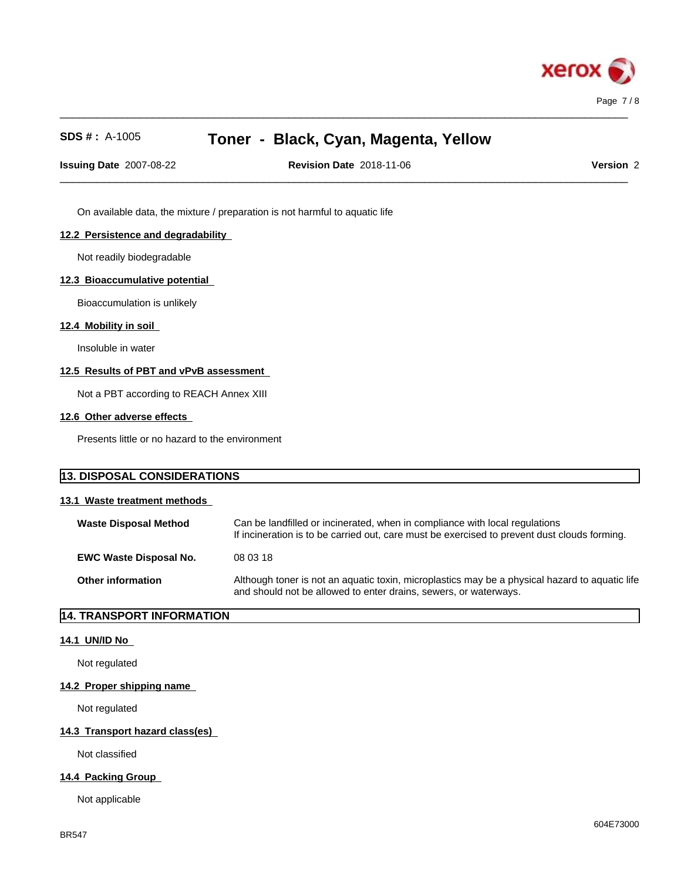On available data, the mixture / preparation is not harmful to aquatic life

### 12.2 Persistence and degradability

Not readily biodegradable

### 12.3 Bioaccumulative potential

Bioaccumulation is unlikely

### 12.4 Mobility in soil

Insoluble in water

### 12.5 Results of PBT and vPvB assessment

Not a PBT according to REACH Annex XIII

### 12.6 Other adverse effects

Presents little or no hazard to the environment

## 13. DISPOSAL CONSIDERATIONS

### 13.1 Waste treatment methods

| | |
|---|---|
| **Waste Disposal Method** | Can be landfilled or incinerated, when in compliance with local regulations<br>If incineration is to be carried out, care must be exercised to prevent dust clouds forming. |
| **EWC Waste Disposal No.** | 08 03 18 |
| **Other information** | Although toner is not an aquatic toxin, microplastics may be a physical hazard to aquatic life and should not be allowed to enter drains, sewers, or waterways. |

## 14. TRANSPORT INFORMATION

### 14.1 UN/ID No

Not regulated

### 14.2 Proper shipping name

Not regulated

### 14.3 Transport hazard class(es)

Not classified

### 14.4 Packing Group

Not applicable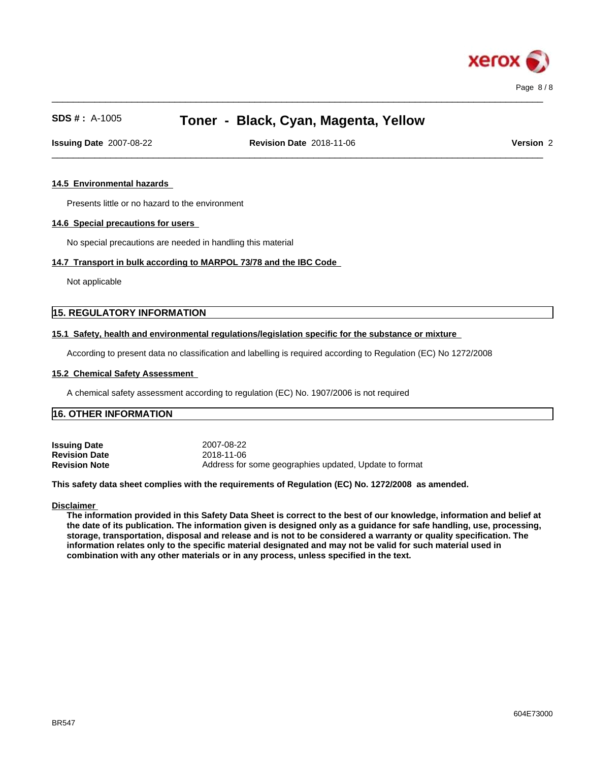#### 14.5 Environmental hazards

Presents little or no hazard to the environment

#### 14.6 Special precautions for users

No special precautions are needed in handling this material

#### 14.7 Transport in bulk according to MARPOL 73/78 and the IBC Code

Not applicable

## 15. REGULATORY INFORMATION

#### 15.1 Safety, health and environmental regulations/legislation specific for the substance or mixture

According to present data no classification and labelling is required according to Regulation (EC) No 1272/2008

#### 15.2 Chemical Safety Assessment

A chemical safety assessment according to regulation (EC) No. 1907/2006 is not required

## 16. OTHER INFORMATION

| | |
|---|---|
| **Issuing Date** | 2007-08-22 |
| **Revision Date** | 2018-11-06 |
| **Revision Note** | Address for some geographies updated, Update to format |

**This safety data sheet complies with the requirements of Regulation (EC) No. 1272/2008 as amended.**

#### Disclaimer

**The information provided in this Safety Data Sheet is correct to the best of our knowledge, information and belief at the date of its publication. The information given is designed only as a guidance for safe handling, use, processing, storage, transportation, disposal and release and is not to be considered a warranty or quality specification. The information relates only to the specific material designated and may not be valid for such material used in combination with any other materials or in any process, unless specified in the text.**